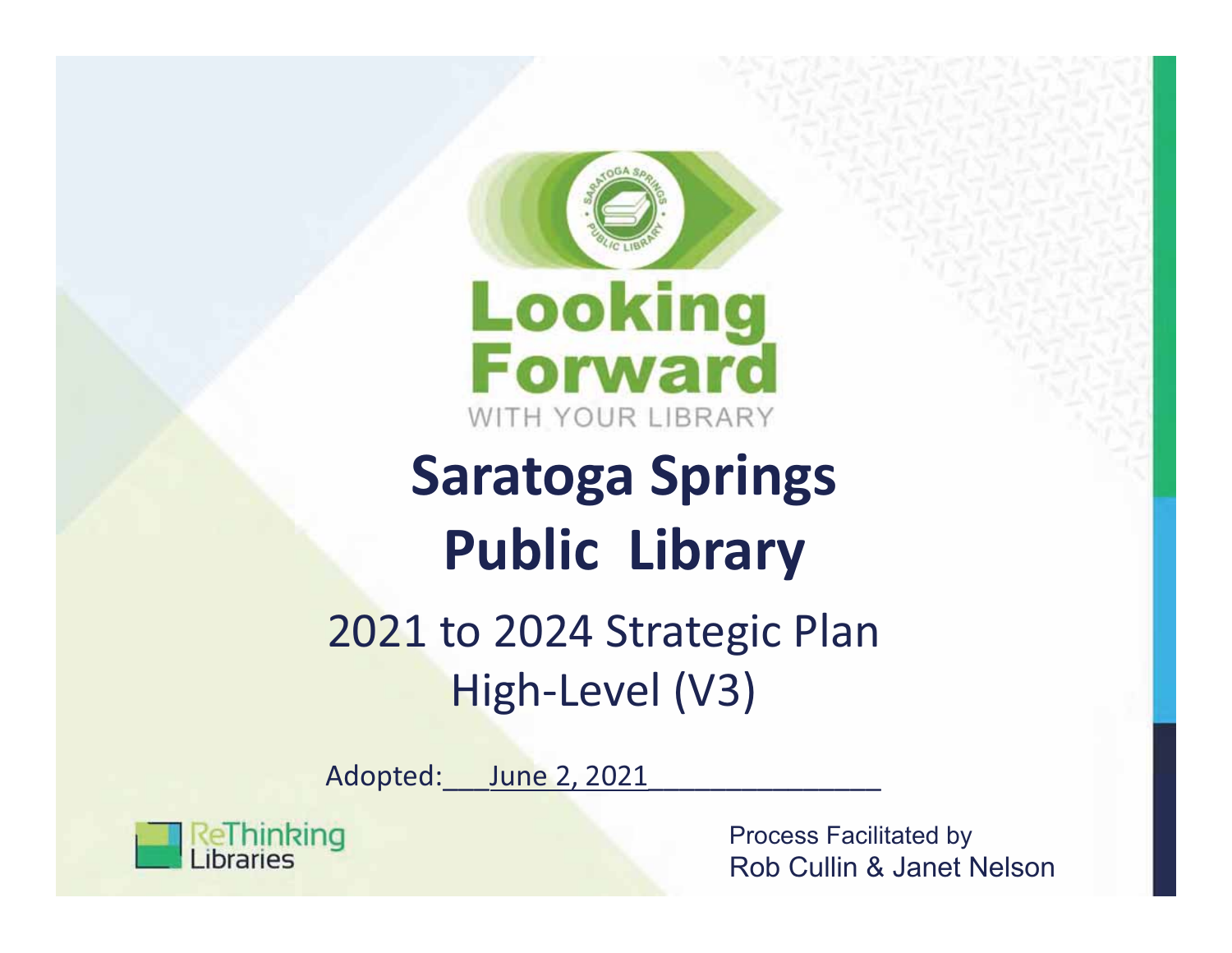Looking Forward

WITH YOUR LIBRARY

# Saratoga Springs Public Library

## 2021 to 2024 Strategic Plan High-Level (V3)

Adopted: June 2, 2021

ReThinking Libraries

Process Facilitated by
Rob Cullin & Janet Nelson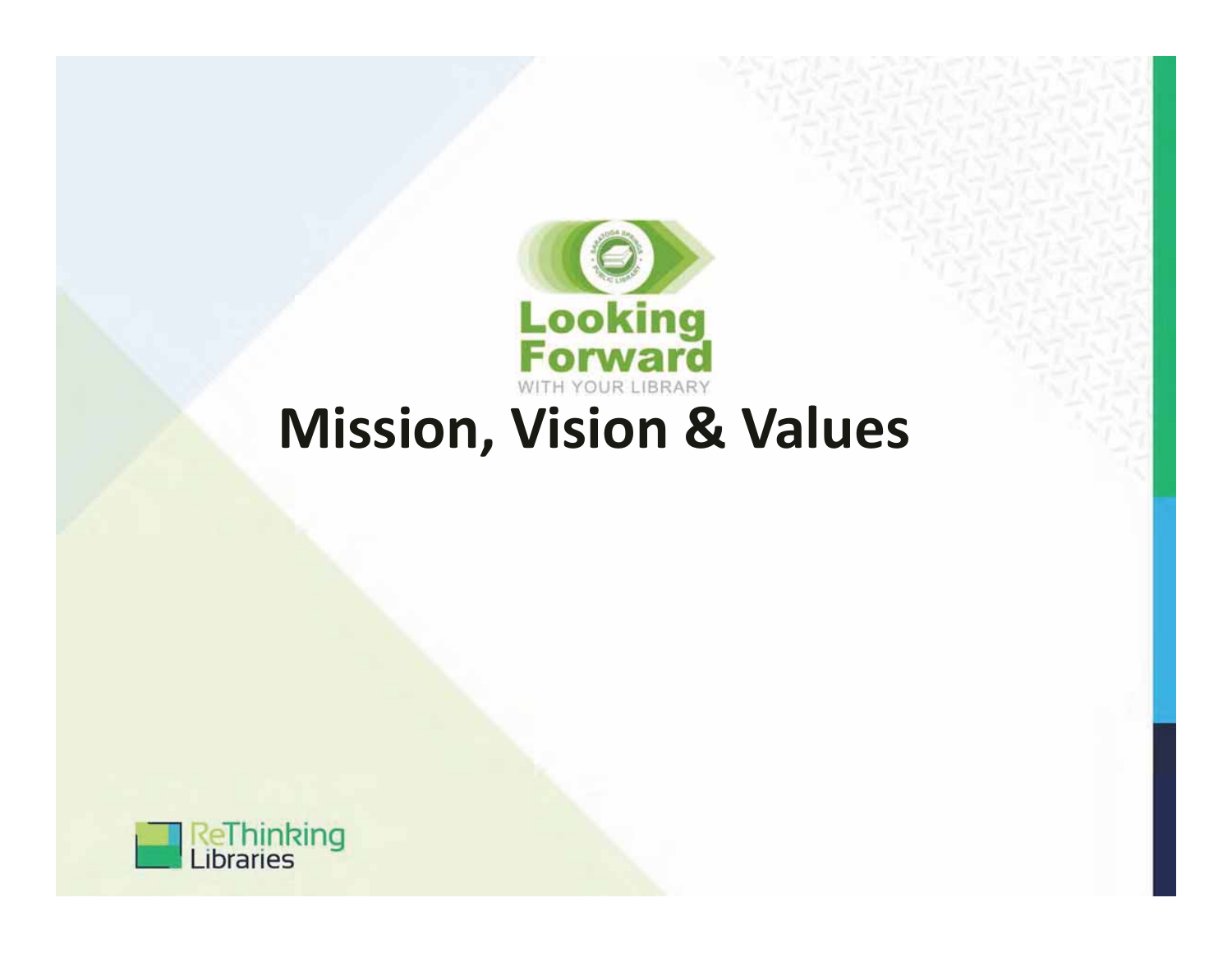Looking Forward

WITH YOUR LIBRARY

# Mission, Vision & Values

ReThinking Libraries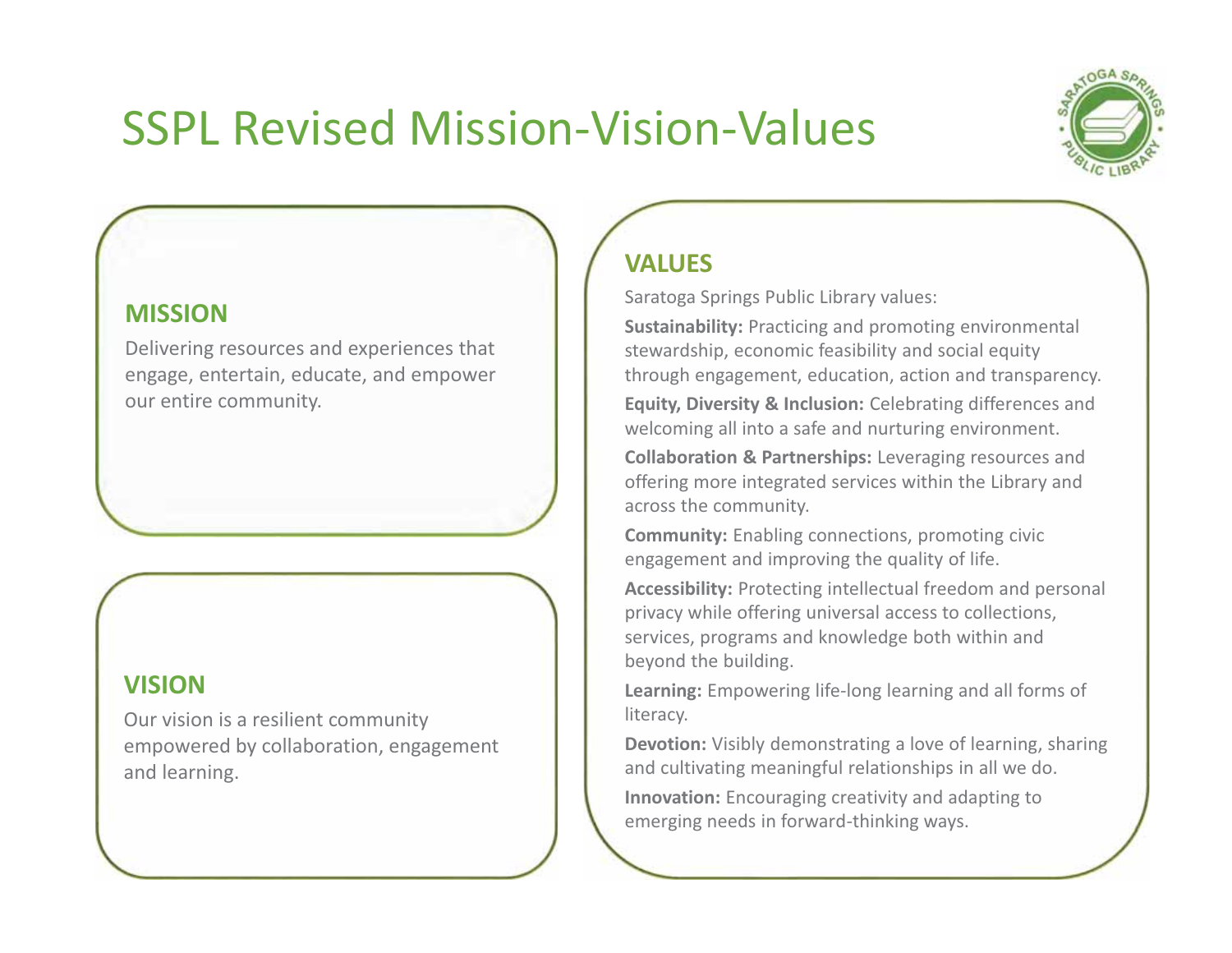# SSPL Revised Mission-Vision-Values

## MISSION

Delivering resources and experiences that engage, entertain, educate, and empower our entire community.

## VISION

Our vision is a resilient community empowered by collaboration, engagement and learning.

## VALUES

Saratoga Springs Public Library values:

**Sustainability:** Practicing and promoting environmental stewardship, economic feasibility and social equity through engagement, education, action and transparency.

**Equity, Diversity & Inclusion:** Celebrating differences and welcoming all into a safe and nurturing environment.

**Collaboration & Partnerships:** Leveraging resources and offering more integrated services within the Library and across the community.

**Community:** Enabling connections, promoting civic engagement and improving the quality of life.

**Accessibility:** Protecting intellectual freedom and personal privacy while offering universal access to collections, services, programs and knowledge both within and beyond the building.

**Learning:** Empowering life-long learning and all forms of literacy.

**Devotion:** Visibly demonstrating a love of learning, sharing and cultivating meaningful relationships in all we do.

**Innovation:** Encouraging creativity and adapting to emerging needs in forward-thinking ways.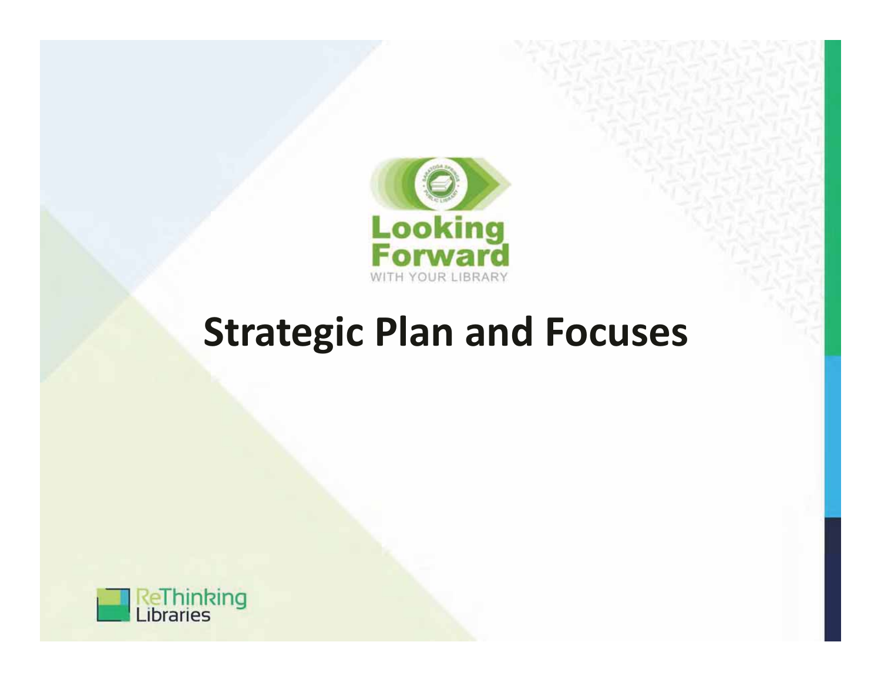Looking Forward

WITH YOUR LIBRARY

# Strategic Plan and Focuses

ReThinking Libraries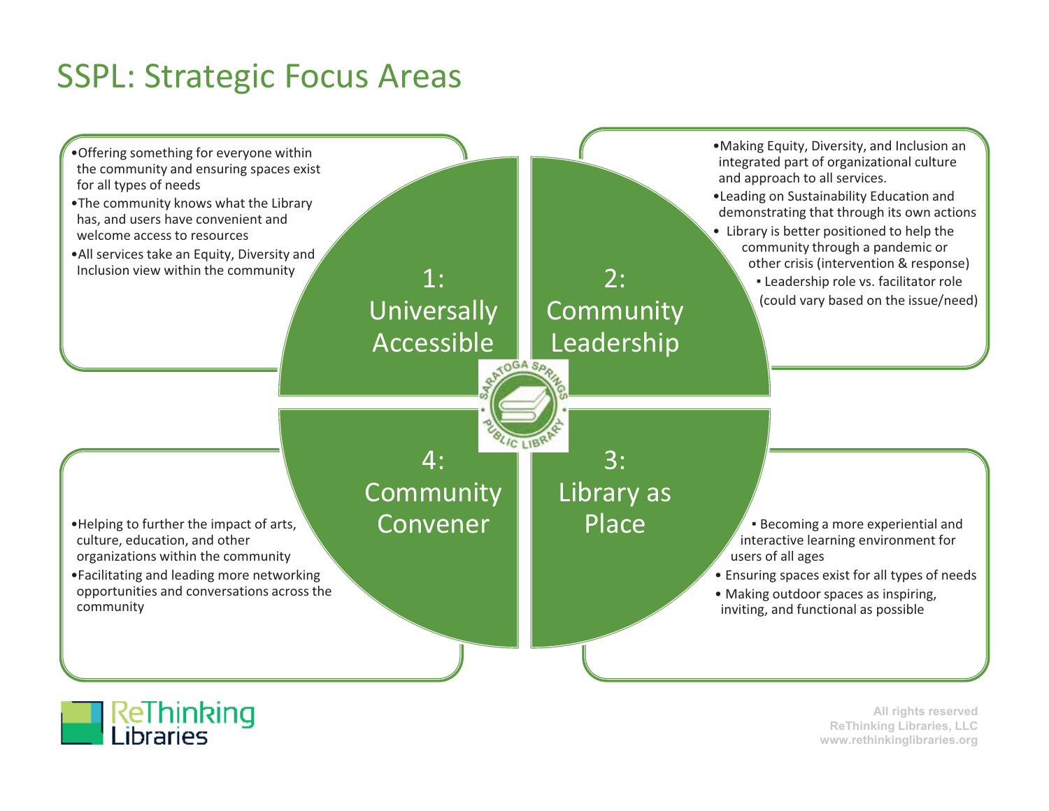# SSPL: Strategic Focus Areas

## 1: Universally Accessible

- Offering something for everyone within the community and ensuring spaces exist for all types of needs
- The community knows what the Library has, and users have convenient and welcome access to resources
- All services take an Equity, Diversity and Inclusion view within the community

## 2: Community Leadership

- Making Equity, Diversity, and Inclusion an integrated part of organizational culture and approach to all services.
- Leading on Sustainability Education and demonstrating that through its own actions
- Library is better positioned to help the community through a pandemic or other crisis (intervention & response)
  - Leadership role vs. facilitator role (could vary based on the issue/need)

## 3: Library as Place

- Becoming a more experiential and interactive learning environment for users of all ages
- Ensuring spaces exist for all types of needs
- Making outdoor spaces as inspiring, inviting, and functional as possible

## 4: Community Convener

- Helping to further the impact of arts, culture, education, and other organizations within the community
- Facilitating and leading more networking opportunities and conversations across the community

All rights reserved
ReThinking Libraries, LLC
www.rethinkinglibraries.org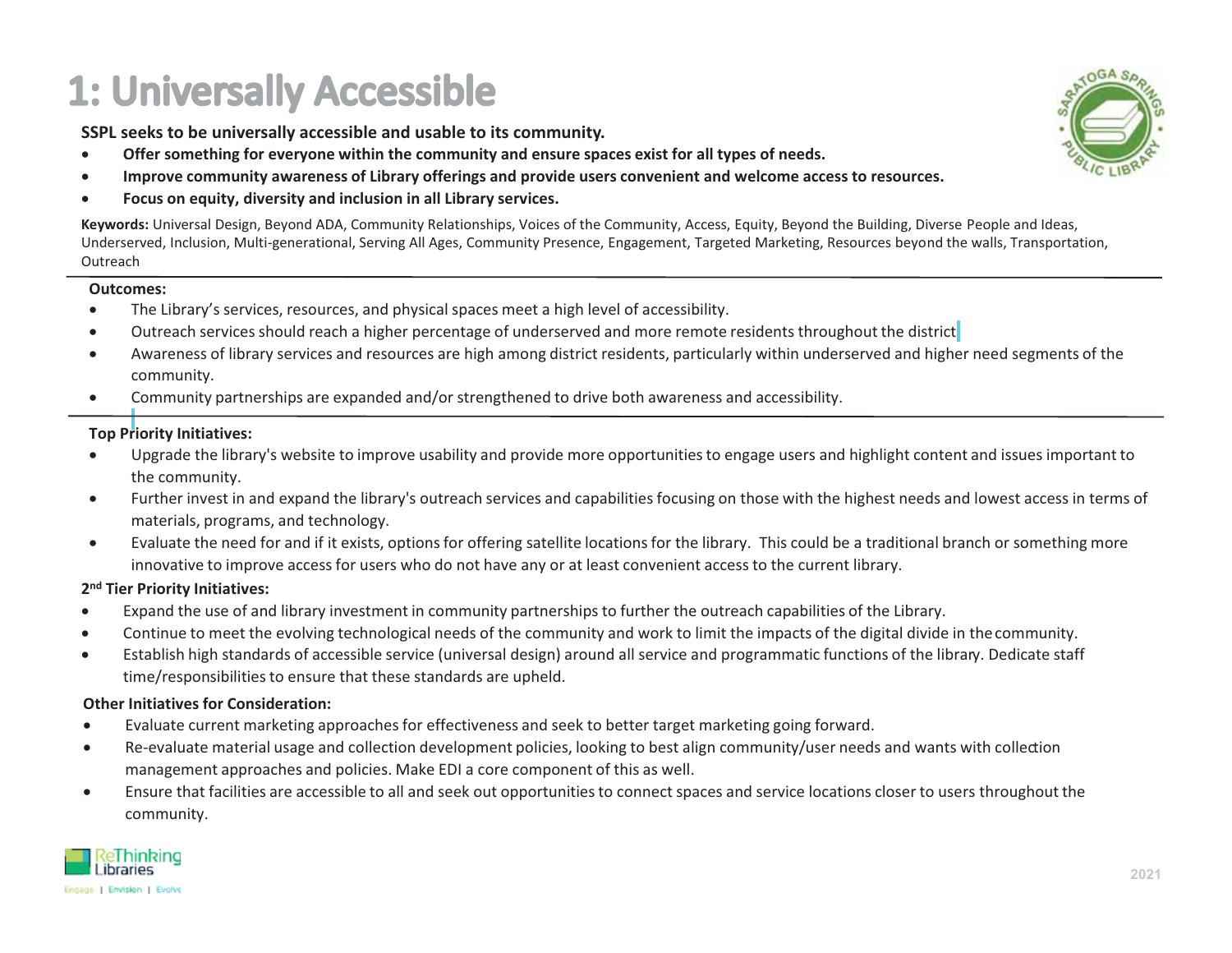# 1: Universally Accessible

**SSPL seeks to be universally accessible and usable to its community.**

- **Offer something for everyone within the community and ensure spaces exist for all types of needs.**
- **Improve community awareness of Library offerings and provide users convenient and welcome access to resources.**
- **Focus on equity, diversity and inclusion in all Library services.**

**Keywords:** Universal Design, Beyond ADA, Community Relationships, Voices of the Community, Access, Equity, Beyond the Building, Diverse People and Ideas, Underserved, Inclusion, Multi-generational, Serving All Ages, Community Presence, Engagement, Targeted Marketing, Resources beyond the walls, Transportation, Outreach

**Outcomes:**

- The Library's services, resources, and physical spaces meet a high level of accessibility.
- Outreach services should reach a higher percentage of underserved and more remote residents throughout the district
- Awareness of library services and resources are high among district residents, particularly within underserved and higher need segments of the community.
- Community partnerships are expanded and/or strengthened to drive both awareness and accessibility.

**Top Priority Initiatives:**

- Upgrade the library's website to improve usability and provide more opportunities to engage users and highlight content and issues important to the community.
- Further invest in and expand the library's outreach services and capabilities focusing on those with the highest needs and lowest access in terms of materials, programs, and technology.
- Evaluate the need for and if it exists, options for offering satellite locations for the library. This could be a traditional branch or something more innovative to improve access for users who do not have any or at least convenient access to the current library.

**2nd Tier Priority Initiatives:**

- Expand the use of and library investment in community partnerships to further the outreach capabilities of the Library.
- Continue to meet the evolving technological needs of the community and work to limit the impacts of the digital divide in the community.
- Establish high standards of accessible service (universal design) around all service and programmatic functions of the library. Dedicate staff time/responsibilities to ensure that these standards are upheld.

**Other Initiatives for Consideration:**

- Evaluate current marketing approaches for effectiveness and seek to better target marketing going forward.
- Re-evaluate material usage and collection development policies, looking to best align community/user needs and wants with collection management approaches and policies. Make EDI a core component of this as well.
- Ensure that facilities are accessible to all and seek out opportunities to connect spaces and service locations closer to users throughout the community.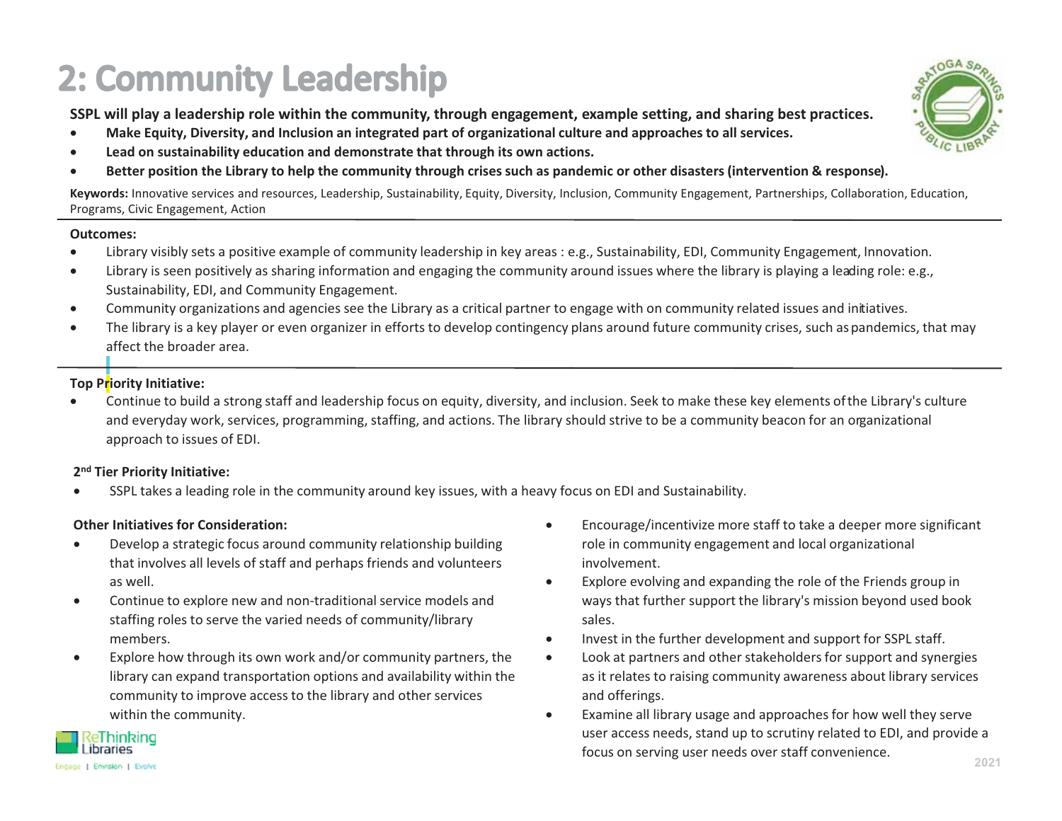# 2: Community Leadership

**SSPL will play a leadership role within the community, through engagement, example setting, and sharing best practices.**

- **Make Equity, Diversity, and Inclusion an integrated part of organizational culture and approaches to all services.**
- **Lead on sustainability education and demonstrate that through its own actions.**
- **Better position the Library to help the community through crises such as pandemic or other disasters (intervention & response).**

**Keywords:** Innovative services and resources, Leadership, Sustainability, Equity, Diversity, Inclusion, Community Engagement, Partnerships, Collaboration, Education, Programs, Civic Engagement, Action

**Outcomes:**

- Library visibly sets a positive example of community leadership in key areas : e.g., Sustainability, EDI, Community Engagement, Innovation.
- Library is seen positively as sharing information and engaging the community around issues where the library is playing a leading role: e.g., Sustainability, EDI, and Community Engagement.
- Community organizations and agencies see the Library as a critical partner to engage with on community related issues and initiatives.
- The library is a key player or even organizer in efforts to develop contingency plans around future community crises, such as pandemics, that may affect the broader area.

**Top Priority Initiative:**

- Continue to build a strong staff and leadership focus on equity, diversity, and inclusion. Seek to make these key elements of the Library's culture and everyday work, services, programming, staffing, and actions. The library should strive to be a community beacon for an organizational approach to issues of EDI.

**2nd Tier Priority Initiative:**

- SSPL takes a leading role in the community around key issues, with a heavy focus on EDI and Sustainability.

**Other Initiatives for Consideration:**

- Develop a strategic focus around community relationship building that involves all levels of staff and perhaps friends and volunteers as well.
- Continue to explore new and non-traditional service models and staffing roles to serve the varied needs of community/library members.
- Explore how through its own work and/or community partners, the library can expand transportation options and availability within the community to improve access to the library and other services within the community.
- Encourage/incentivize more staff to take a deeper more significant role in community engagement and local organizational involvement.
- Explore evolving and expanding the role of the Friends group in ways that further support the library's mission beyond used book sales.
- Invest in the further development and support for SSPL staff.
- Look at partners and other stakeholders for support and synergies as it relates to raising community awareness about library services and offerings.
- Examine all library usage and approaches for how well they serve user access needs, stand up to scrutiny related to EDI, and provide a focus on serving user needs over staff convenience.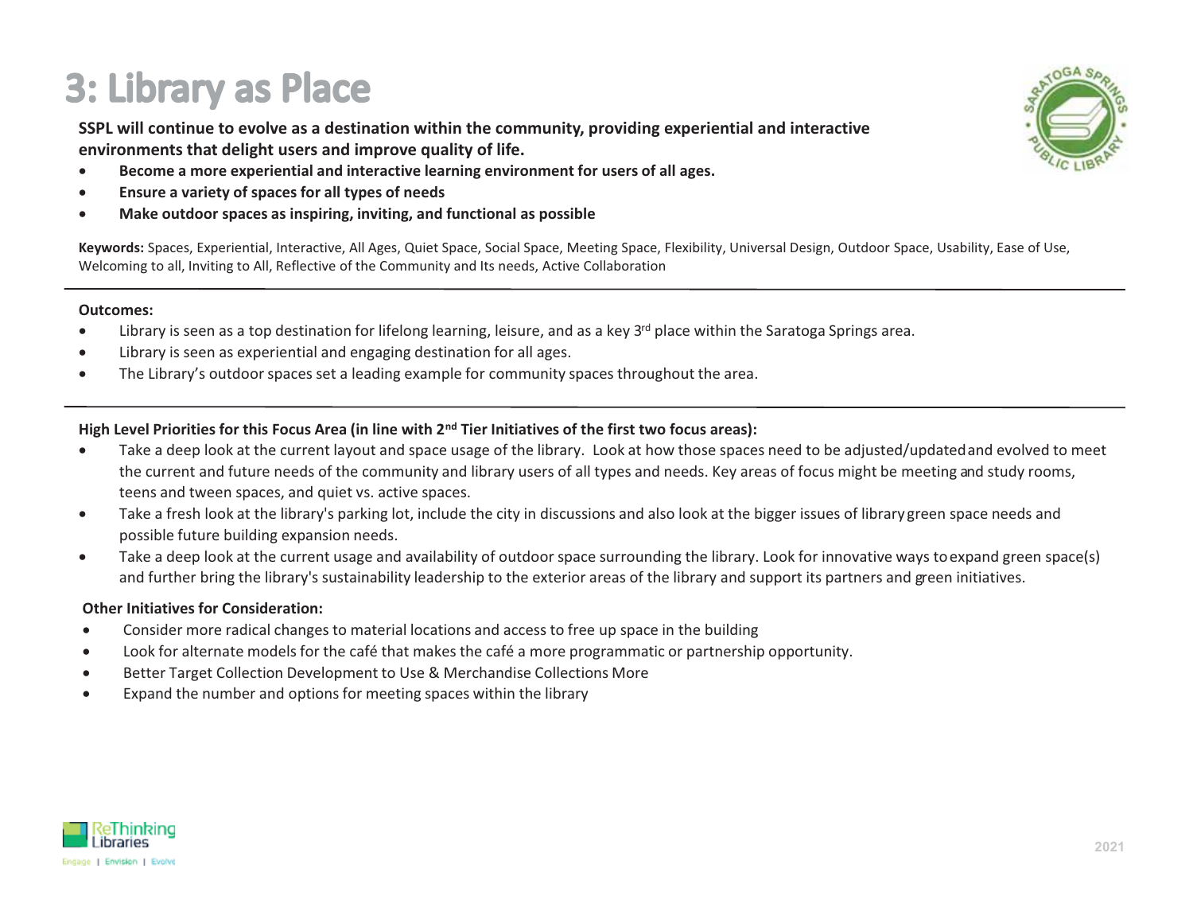# 3: Library as Place

**SSPL will continue to evolve as a destination within the community, providing experiential and interactive environments that delight users and improve quality of life.**

- **Become a more experiential and interactive learning environment for users of all ages.**
- **Ensure a variety of spaces for all types of needs**
- **Make outdoor spaces as inspiring, inviting, and functional as possible**

**Keywords:** Spaces, Experiential, Interactive, All Ages, Quiet Space, Social Space, Meeting Space, Flexibility, Universal Design, Outdoor Space, Usability, Ease of Use, Welcoming to all, Inviting to All, Reflective of the Community and Its needs, Active Collaboration

---

**Outcomes:**

- Library is seen as a top destination for lifelong learning, leisure, and as a key 3rd place within the Saratoga Springs area.
- Library is seen as experiential and engaging destination for all ages.
- The Library's outdoor spaces set a leading example for community spaces throughout the area.

---

**High Level Priorities for this Focus Area (in line with 2nd Tier Initiatives of the first two focus areas):**

- Take a deep look at the current layout and space usage of the library. Look at how those spaces need to be adjusted/updated and evolved to meet the current and future needs of the community and library users of all types and needs. Key areas of focus might be meeting and study rooms, teens and tween spaces, and quiet vs. active spaces.
- Take a fresh look at the library's parking lot, include the city in discussions and also look at the bigger issues of library green space needs and possible future building expansion needs.
- Take a deep look at the current usage and availability of outdoor space surrounding the library. Look for innovative ways to expand green space(s) and further bring the library's sustainability leadership to the exterior areas of the library and support its partners and green initiatives.

**Other Initiatives for Consideration:**

- Consider more radical changes to material locations and access to free up space in the building
- Look for alternate models for the café that makes the café a more programmatic or partnership opportunity.
- Better Target Collection Development to Use & Merchandise Collections More
- Expand the number and options for meeting spaces within the library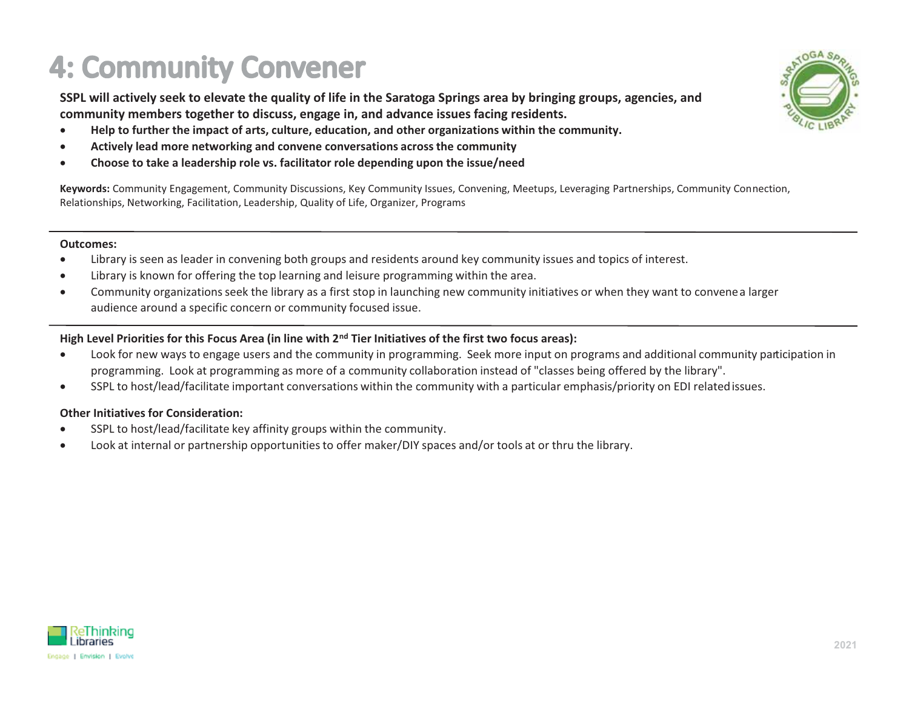# 4: Community Convener

**SSPL will actively seek to elevate the quality of life in the Saratoga Springs area by bringing groups, agencies, and community members together to discuss, engage in, and advance issues facing residents.**

- **Help to further the impact of arts, culture, education, and other organizations within the community.**
- **Actively lead more networking and convene conversations across the community**
- **Choose to take a leadership role vs. facilitator role depending upon the issue/need**

**Keywords:** Community Engagement, Community Discussions, Key Community Issues, Convening, Meetups, Leveraging Partnerships, Community Connection, Relationships, Networking, Facilitation, Leadership, Quality of Life, Organizer, Programs

---

**Outcomes:**

- Library is seen as leader in convening both groups and residents around key community issues and topics of interest.
- Library is known for offering the top learning and leisure programming within the area.
- Community organizations seek the library as a first stop in launching new community initiatives or when they want to convene a larger audience around a specific concern or community focused issue.

---

**High Level Priorities for this Focus Area (in line with 2nd Tier Initiatives of the first two focus areas):**

- Look for new ways to engage users and the community in programming. Seek more input on programs and additional community participation in programming. Look at programming as more of a community collaboration instead of "classes being offered by the library".
- SSPL to host/lead/facilitate important conversations within the community with a particular emphasis/priority on EDI related issues.

**Other Initiatives for Consideration:**

- SSPL to host/lead/facilitate key affinity groups within the community.
- Look at internal or partnership opportunities to offer maker/DIY spaces and/or tools at or thru the library.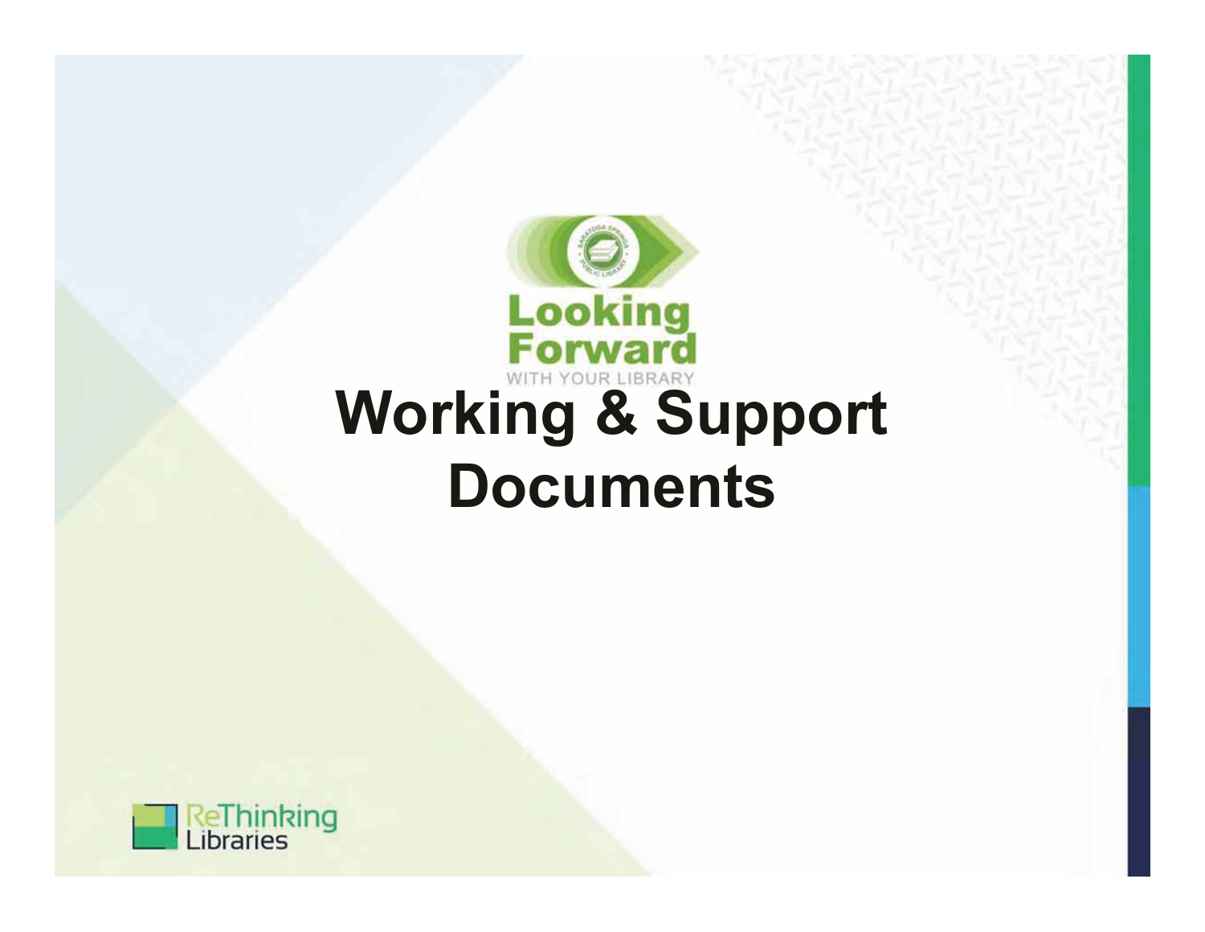Looking Forward

WITH YOUR LIBRARY

# Working & Support Documents

ReThinking Libraries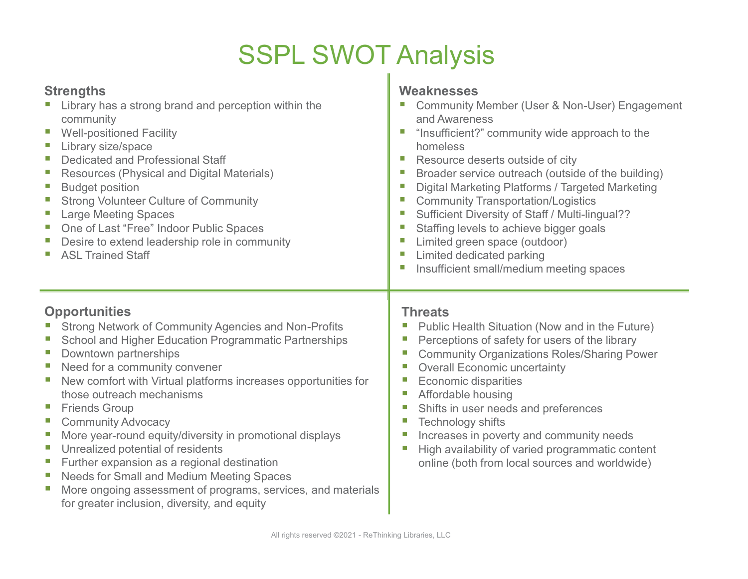# SSPL SWOT Analysis

## Strengths

- Library has a strong brand and perception within the community
- Well-positioned Facility
- Library size/space
- Dedicated and Professional Staff
- Resources (Physical and Digital Materials)
- Budget position
- Strong Volunteer Culture of Community
- Large Meeting Spaces
- One of Last "Free" Indoor Public Spaces
- Desire to extend leadership role in community
- ASL Trained Staff

## Weaknesses

- Community Member (User & Non-User) Engagement and Awareness
- "Insufficient?" community wide approach to the homeless
- Resource deserts outside of city
- Broader service outreach (outside of the building)
- Digital Marketing Platforms / Targeted Marketing
- Community Transportation/Logistics
- Sufficient Diversity of Staff / Multi-lingual??
- Staffing levels to achieve bigger goals
- Limited green space (outdoor)
- Limited dedicated parking
- Insufficient small/medium meeting spaces

## Opportunities

- Strong Network of Community Agencies and Non-Profits
- School and Higher Education Programmatic Partnerships
- Downtown partnerships
- Need for a community convener
- New comfort with Virtual platforms increases opportunities for those outreach mechanisms
- Friends Group
- Community Advocacy
- More year-round equity/diversity in promotional displays
- Unrealized potential of residents
- Further expansion as a regional destination
- Needs for Small and Medium Meeting Spaces
- More ongoing assessment of programs, services, and materials for greater inclusion, diversity, and equity

## Threats

- Public Health Situation (Now and in the Future)
- Perceptions of safety for users of the library
- Community Organizations Roles/Sharing Power
- Overall Economic uncertainty
- Economic disparities
- Affordable housing
- Shifts in user needs and preferences
- Technology shifts
- Increases in poverty and community needs
- High availability of varied programmatic content online (both from local sources and worldwide)

All rights reserved ©2021 - ReThinking Libraries, LLC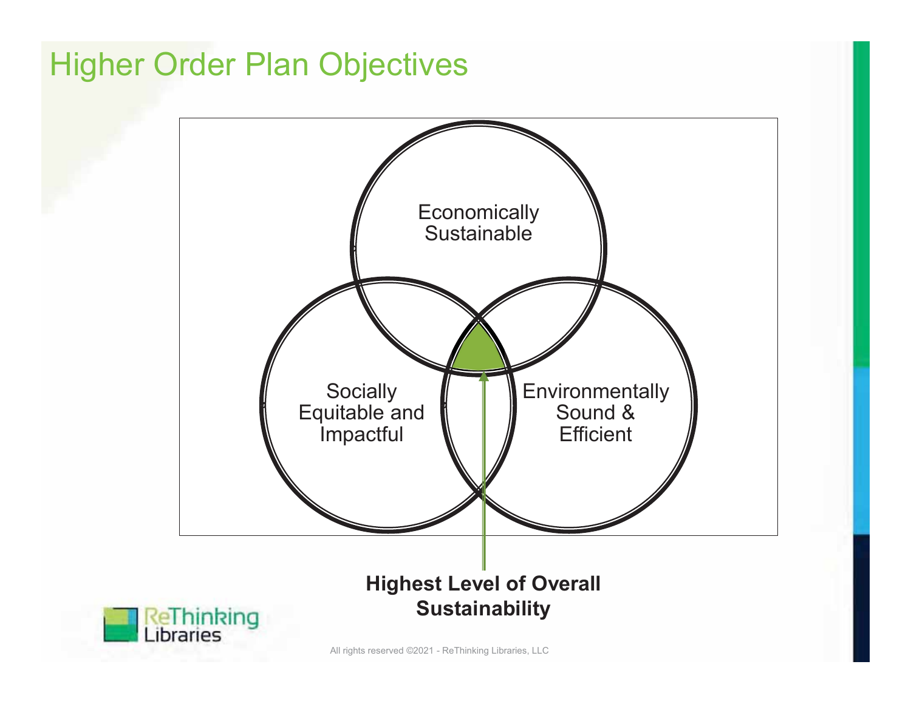# Higher Order Plan Objectives

Economically Sustainable

Socially Equitable and Impactful

Environmentally Sound & Efficient

**Highest Level of Overall Sustainability**

All rights reserved ©2021 - ReThinking Libraries, LLC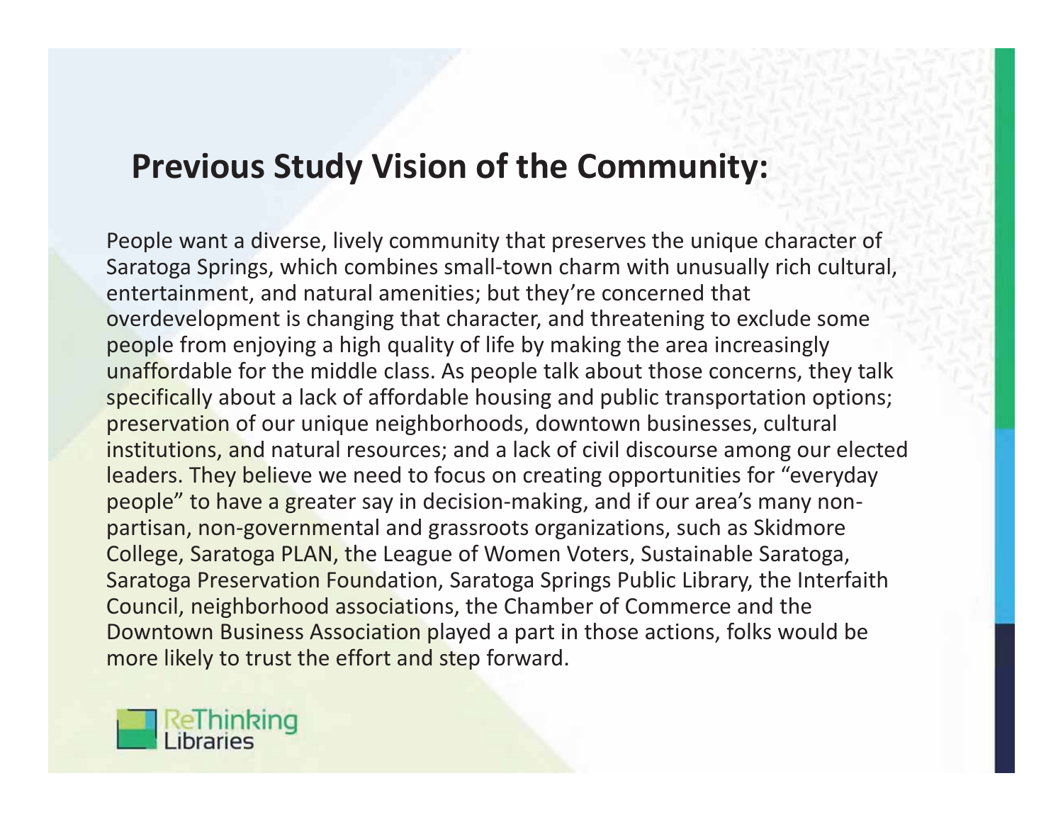## Previous Study Vision of the Community:

People want a diverse, lively community that preserves the unique character of Saratoga Springs, which combines small-town charm with unusually rich cultural, entertainment, and natural amenities; but they're concerned that overdevelopment is changing that character, and threatening to exclude some people from enjoying a high quality of life by making the area increasingly unaffordable for the middle class. As people talk about those concerns, they talk specifically about a lack of affordable housing and public transportation options; preservation of our unique neighborhoods, downtown businesses, cultural institutions, and natural resources; and a lack of civil discourse among our elected leaders. They believe we need to focus on creating opportunities for "everyday people" to have a greater say in decision-making, and if our area's many non-partisan, non-governmental and grassroots organizations, such as Skidmore College, Saratoga PLAN, the League of Women Voters, Sustainable Saratoga, Saratoga Preservation Foundation, Saratoga Springs Public Library, the Interfaith Council, neighborhood associations, the Chamber of Commerce and the Downtown Business Association played a part in those actions, folks would be more likely to trust the effort and step forward.

ReThinking Libraries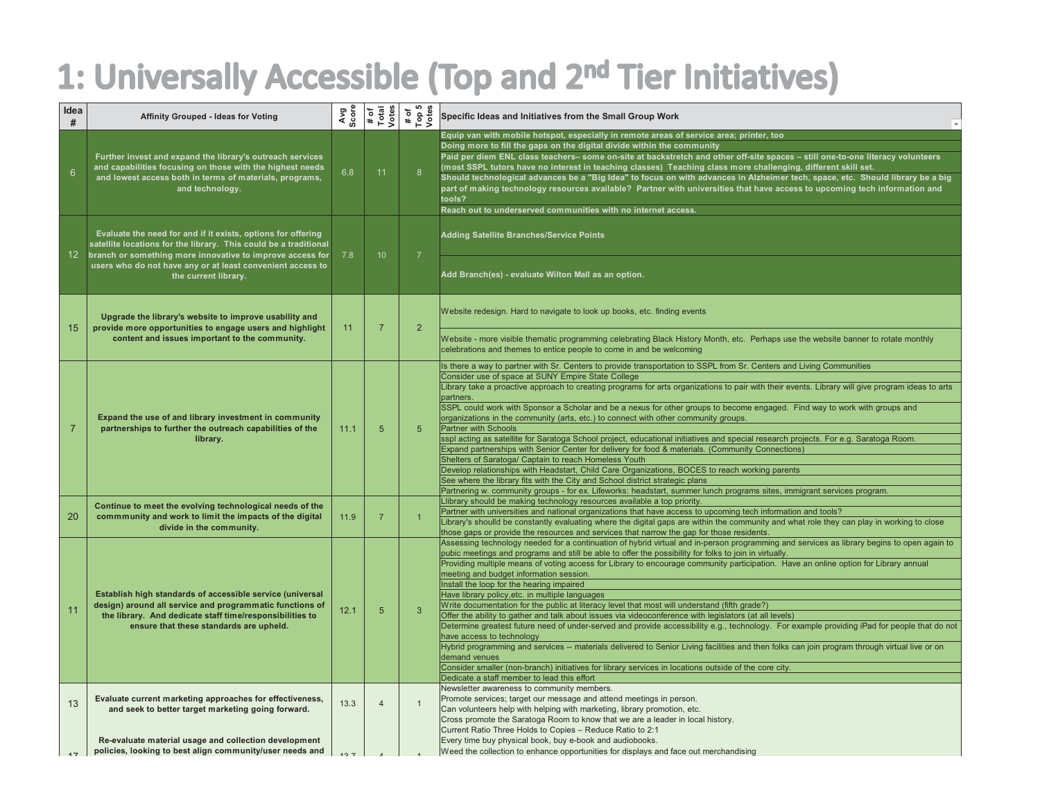# 1: Universally Accessible (Top and 2nd Tier Initiatives)

| Idea # | Affinity Grouped - Ideas for Voting | Avg Score | # of Total Votes | # of Top 5 Votes | Specific Ideas and Initiatives from the Small Group Work |
|---|---|---|---|---|---|
| 6 | Further invest and expand the library's outreach services and capabilities focusing on those with the highest needs and lowest access both in terms of materials, programs, and technology. | 6.8 | 11 | 8 | Equip van with mobile hotspot, especially in remote areas of service area; printer, too |
| | | | | | Doing more to fill the gaps on the digital divide within the community |
| | | | | | Paid per diem ENL class teachers– some on-site at backstretch and other off-site spaces – still one-to-one literacy volunteers (most SSPL tutors have no interest in teaching classes) Teaching class more challenging, different skill set. |
| | | | | | Should technological advances be a "Big Idea" to focus on with advances in Alzheimer tech, space, etc. Should library be a big part of making technology resources available? Partner with universities that have access to upcoming tech information and tools? |
| | | | | | Reach out to underserved communities with no internet access. |
| 12 | Evaluate the need for and if it exists, options for offering satellite locations for the library. This could be a traditional branch or something more innovative to improve access for users who do not have any or at least convenient access to the current library. | 7.8 | 10 | 7 | Adding Satellite Branches/Service Points |
| | | | | | Add Branch(es) - evaluate Wilton Mall as an option. |
| 15 | Upgrade the library's website to improve usability and provide more opportunities to engage users and highlight content and issues important to the community. | 11 | 7 | 2 | Website redesign. Hard to navigate to look up books, etc. finding events |
| | | | | | Website - more visible thematic programming celebrating Black History Month, etc. Perhaps use the website banner to rotate monthly celebrations and themes to entice people to come in and be welcoming |
| 7 | Expand the use of and library investment in community partnerships to further the outreach capabilities of the library. | 11.1 | 5 | 5 | Is there a way to partner with Sr. Centers to provide transportation to SSPL from Sr. Centers and Living Communities |
| | | | | | Consider use of space at SUNY Empire State College |
| | | | | | Library take a proactive approach to creating programs for arts organizations to pair with their events. Library will give program ideas to arts partners. |
| | | | | | SSPL could work with Sponsor a Scholar and be a nexus for other groups to become engaged. Find way to work with groups and organizations in the community (arts, etc.) to connect with other community groups. |
| | | | | | Partner with Schools |
| | | | | | sspl acting as satellite for Saratoga School project, educational initiatives and special research projects. For e.g. Saratoga Room. |
| | | | | | Expand partnerships with Senior Center for delivery for food & materials. (Community Connections) |
| | | | | | Shelters of Saratoga/ Captain to reach Homeless Youth |
| | | | | | Develop relationships with Headstart, Child Care Organizations, BOCES to reach working parents |
| | | | | | See where the library fits with the City and School district strategic plans |
| | | | | | Partnering w. community groups - for ex. Lifeworks: headstart, summer lunch programs sites, immigrant services program. |
| 20 | Continue to meet the evolving technological needs of the commmunity and work to limit the impacts of the digital divide in the community. | 11.9 | 7 | 1 | Llibrary should be making technology resources available a top priority. |
| | | | | | Partner with universities and national organizations that have access to upcoming tech information and tools? |
| | | | | | Library's shoulld be constantly evaluating where the digital gaps are within the community and what role they can play in working to close those gaps or provide the resources and services that narrow the gap for those residents. |
| 11 | Establish high standards of accessible service (universal design) around all service and programmatic functions of the library. And dedicate staff time/responsibilities to ensure that these standards are upheld. | 12.1 | 5 | 3 | Assessing technology needed for a continuation of hybrid virtual and in-person programming and services as library begins to open again to pubic meetings and programs and still be able to offer the possibility for folks to join in virtually. |
| | | | | | Providing multiple means of voting access for Library to encourage community participation. Have an online option for Library annual meeting and budget information session. |
| | | | | | Install the loop for the hearing impaired |
| | | | | | Have library policy,etc. in multiple languages |
| | | | | | Write documentation for the public at literacy level that most will understand (fifth grade?) |
| | | | | | Offer the ability to gather and talk about issues via videoconference with legislators (at all levels) |
| | | | | | Determine greatest future need of under-served and provide accessibility e.g., technology. For example providing iPad for people that do not have access to technology |
| | | | | | Hybrid programming and services -- materials delivered to Senior Living facilities and then folks can join program through virtual live or on demand venues |
| | | | | | Consider smaller (non-branch) initiatives for library services in locations outside of the core city. |
| | | | | | Dedicate a staff member to lead this effort |
| 13 | Evaluate current marketing approaches for effectiveness, and seek to better target marketing going forward. | 13.3 | 4 | 1 | Newsletter awareness to community members. |
| | | | | | Promote services; target our message and attend meetings in person. |
| | | | | | Can volunteers help with helping with marketing, library promotion, etc. |
| | | | | | Cross promote the Saratoga Room to know that we are a leader in local history. |
| 17 | Re-evaluate material usage and collection development policies, looking to best align community/user needs and | 13.7 | 4 | 1 | Current Ratio Three Holds to Copies – Reduce Ratio to 2:1 |
| | | | | | Every time buy physical book, buy e-book and audiobooks. |
| | | | | | Weed the collection to enhance opportunities for displays and face out merchandising |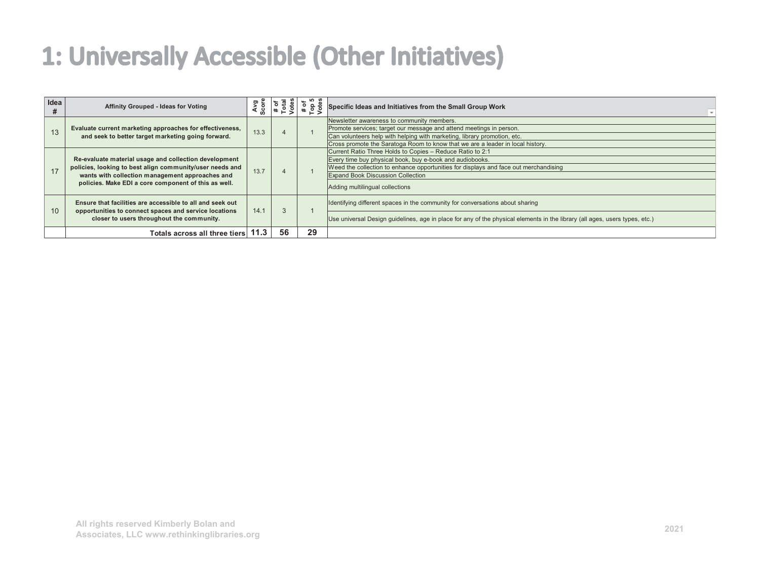# 1: Universally Accessible (Other Initiatives)

| Idea # | Affinity Grouped - Ideas for Voting | Avg Score | # of Total Votes | # of Top 5 Votes | Specific Ideas and Initiatives from the Small Group Work |
|---|---|---|---|---|---|
| 13 | **Evaluate current marketing approaches for effectiveness, and seek to better target marketing going forward.** | 13.3 | 4 | 1 | Newsletter awareness to community members. |
| | | | | | Promote services; target our message and attend meetings in person. |
| | | | | | Can volunteers help with helping with marketing, library promotion, etc. |
| | | | | | Cross promote the Saratoga Room to know that we are a leader in local history. |
| 17 | **Re-evaluate material usage and collection development policies, looking to best align community/user needs and wants with collection management approaches and policies. Make EDI a core component of this as well.** | 13.7 | 4 | 1 | Current Ratio Three Holds to Copies – Reduce Ratio to 2:1 |
| | | | | | Every time buy physical book, buy e-book and audiobooks. |
| | | | | | Weed the collection to enhance opportunities for displays and face out merchandising |
| | | | | | Expand Book Discussion Collection |
| | | | | | Adding multilingual collections |
| 10 | **Ensure that facilities are accessible to all and seek out opportunities to connect spaces and service locations closer to users throughout the community.** | 14.1 | 3 | 1 | Identifying different spaces in the community for conversations about sharing |
| | | | | | Use universal Design guidelines, age in place for any of the physical elements in the library (all ages, users types, etc.) |
| | **Totals across all three tiers** | **11.3** | **56** | **29** | |

All rights reserved Kimberly Bolan and Associates, LLC www.rethinkinglibraries.org

2021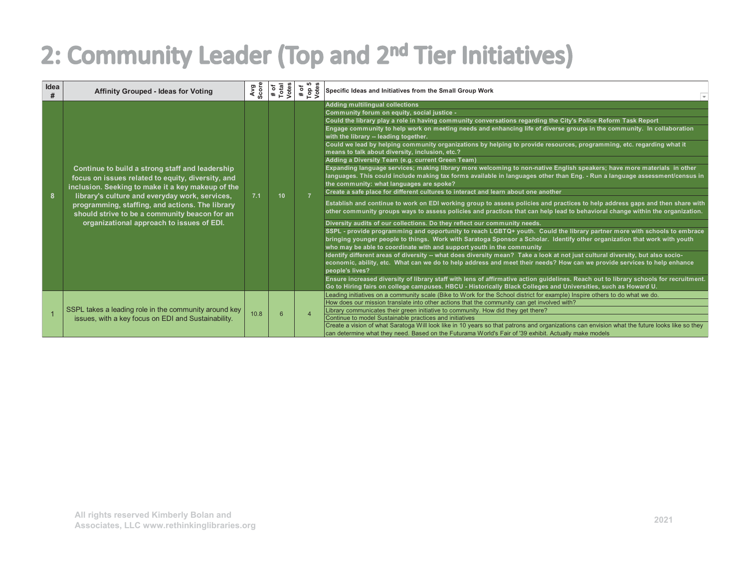# 2: Community Leader (Top and 2nd Tier Initiatives)

| Idea # | Affinity Grouped - Ideas for Voting | Avg Score | # of Total Votes | # of Top 5 Votes | Specific Ideas and Initiatives from the Small Group Work |
|---|---|---|---|---|---|
| 8 | Continue to build a strong staff and leadership focus on issues related to equity, diversity, and inclusion. Seeking to make it a key makeup of the library's culture and everyday work, services, programming, staffing, and actions. The library should strive to be a community beacon for an organizational approach to issues of EDI. | 7.1 | 10 | 7 | Adding multilingual collections |
| | | | | | Community forum on equity, social justice - |
| | | | | | Could the library play a role in having community conversations regarding the City's Police Reform Task Report |
| | | | | | Engage community to help work on meeting needs and enhancing life of diverse groups in the community. In collaboration with the library -- leading together. |
| | | | | | Could we lead by helping community organizations by helping to provide resources, programming, etc. regarding what it means to talk about diversity, inclusion, etc.? |
| | | | | | Adding a Diversity Team (e.g. current Green Team) |
| | | | | | Expanding language services; making library more welcoming to non-native English speakers; have more materials in other languages. This could include making tax forms available in languages other than Eng. - Run a language assessment/census in the community: what languages are spoke? |
| | | | | | Create a safe place for different cultures to interact and learn about one another |
| | | | | | Establish and continue to work on EDI working group to assess policies and practices to help address gaps and then share with other community groups ways to assess policies and practices that can help lead to behavioral change within the organization. |
| | | | | | Diversity audits of our collections. Do they reflect our community needs. |
| | | | | | SSPL - provide programming and opportunity to reach LGBTQ+ youth. Could the library partner more with schools to embrace bringing younger people to things. Work with Saratoga Sponsor a Scholar. Identify other organization that work with youth who may be able to coordinate with and support youth in the community |
| | | | | | Identify different areas of diversity -- what does diversity mean? Take a look at not just cultural diversity, but also socio-economic, ability, etc. What can we do to help address and meet their needs? How can we provide services to help enhance people's lives? |
| | | | | | Ensure increased diversity of library staff with lens of affirmative action guidelines. Reach out to library schools for recruitment. Go to Hiring fairs on college campuses. HBCU - Historically Black Colleges and Universities, such as Howard U. |
| 1 | SSPL takes a leading role in the community around key issues, with a key focus on EDI and Sustainability. | 10.8 | 6 | 4 | Leading initiatives on a community scale (Bike to Work for the School district for example) Inspire others to do what we do. |
| | | | | | How does our mission translate into other actions that the community can get involved with? |
| | | | | | Library communicates their green initiative to community. How did they get there? |
| | | | | | Continue to model Sustainable practices and initiatives |
| | | | | | Create a vision of what Saratoga Will look like in 10 years so that patrons and organizations can envision what the future looks like so they can determine what they need. Based on the Futurama World's Fair of '39 exhibit. Actually make models |

All rights reserved Kimberly Bolan and Associates, LLC www.rethinkinglibraries.org

2021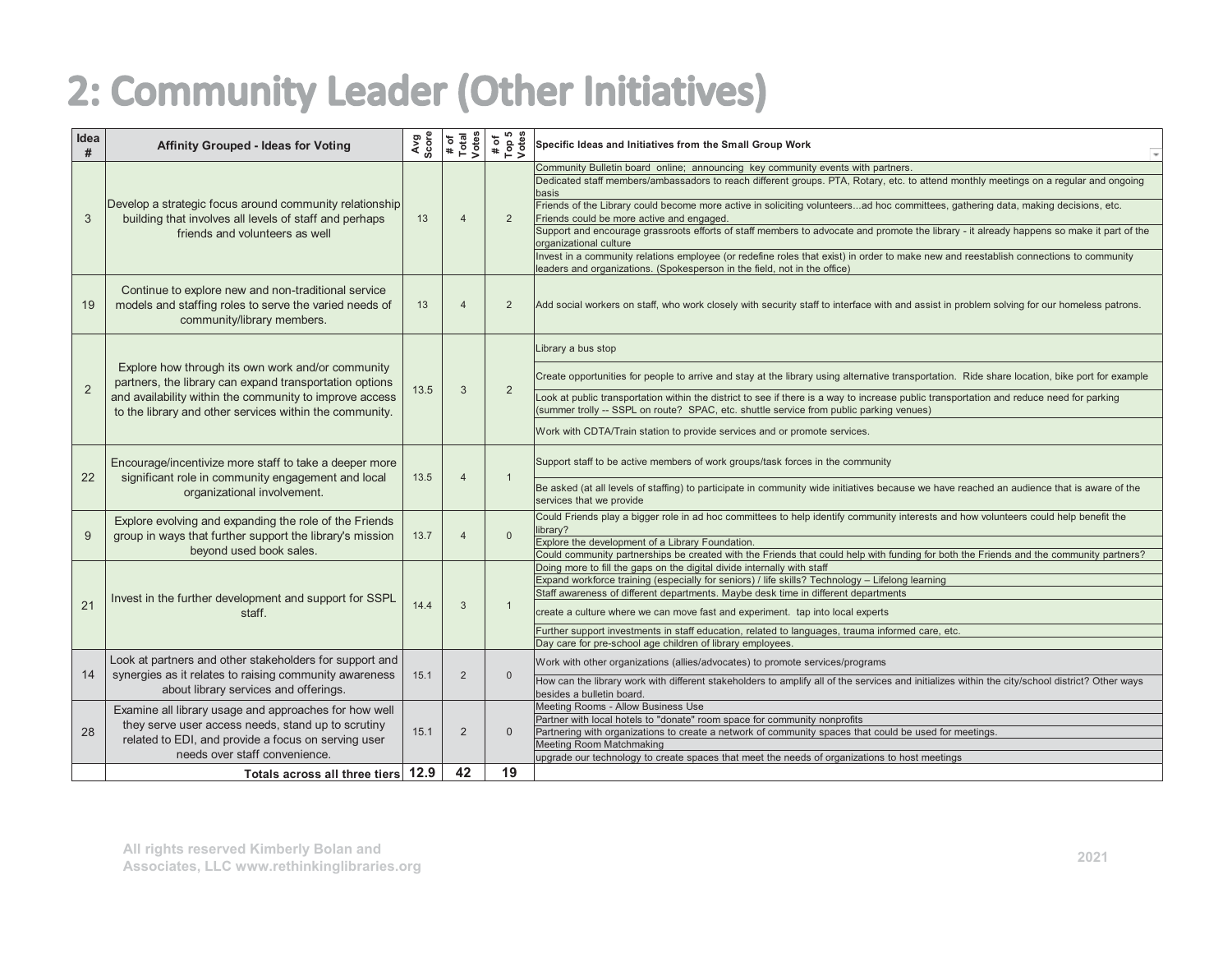# 2: Community Leader (Other Initiatives)

| Idea # | Affinity Grouped - Ideas for Voting | Avg Score | # of Total Votes | # of Top 5 Votes | Specific Ideas and Initiatives from the Small Group Work |
|---|---|---|---|---|---|
| 3 | Develop a strategic focus around community relationship building that involves all levels of staff and perhaps friends and volunteers as well | 13 | 4 | 2 | Community Bulletin board online; announcing key community events with partners.<br>Dedicated staff members/ambassadors to reach different groups. PTA, Rotary, etc. to attend monthly meetings on a regular and ongoing basis<br>Friends of the Library could become more active in soliciting volunteers...ad hoc committees, gathering data, making decisions, etc. Friends could be more active and engaged.<br>Support and encourage grassroots efforts of staff members to advocate and promote the library - it already happens so make it part of the organizational culture<br>Invest in a community relations employee (or redefine roles that exist) in order to make new and reestablish connections to community leaders and organizations. (Spokesperson in the field, not in the office) |
| 19 | Continue to explore new and non-traditional service models and staffing roles to serve the varied needs of community/library members. | 13 | 4 | 2 | Add social workers on staff, who work closely with security staff to interface with and assist in problem solving for our homeless patrons. |
| 2 | Explore how through its own work and/or community partners, the library can expand transportation options and availability within the community to improve access to the library and other services within the community. | 13.5 | 3 | 2 | Library a bus stop<br>Create opportunities for people to arrive and stay at the library using alternative transportation. Ride share location, bike port for example<br>Look at public transportation within the district to see if there is a way to increase public transportation and reduce need for parking (summer trolly -- SSPL on route? SPAC, etc. shuttle service from public parking venues)<br>Work with CDTA/Train station to provide services and or promote services. |
| 22 | Encourage/incentivize more staff to take a deeper more significant role in community engagement and local organizational involvement. | 13.5 | 4 | 1 | Support staff to be active members of work groups/task forces in the community<br>Be asked (at all levels of staffing) to participate in community wide initiatives because we have reached an audience that is aware of the services that we provide |
| 9 | Explore evolving and expanding the role of the Friends group in ways that further support the library's mission beyond used book sales. | 13.7 | 4 | 0 | Could Friends play a bigger role in ad hoc committees to help identify community interests and how volunteers could help benefit the library?<br>Explore the development of a Library Foundation.<br>Could community partnerships be created with the Friends that could help with funding for both the Friends and the community partners? |
| 21 | Invest in the further development and support for SSPL staff. | 14.4 | 3 | 1 | Doing more to fill the gaps on the digital divide internally with staff<br>Expand workforce training (especially for seniors) / life skills? Technology – Lifelong learning<br>Staff awareness of different departments. Maybe desk time in different departments<br>create a culture where we can move fast and experiment. tap into local experts<br>Further support investments in staff education, related to languages, trauma informed care, etc.<br>Day care for pre-school age children of library employees. |
| 14 | Look at partners and other stakeholders for support and synergies as it relates to raising community awareness about library services and offerings. | 15.1 | 2 | 0 | Work with other organizations (allies/advocates) to promote services/programs<br>How can the library work with different stakeholders to amplify all of the services and initializes within the city/school district? Other ways besides a bulletin board. |
| 28 | Examine all library usage and approaches for how well they serve user access needs, stand up to scrutiny related to EDI, and provide a focus on serving user needs over staff convenience. | 15.1 | 2 | 0 | Meeting Rooms - Allow Business Use<br>Partner with local hotels to "donate" room space for community nonprofits<br>Partnering with organizations to create a network of community spaces that could be used for meetings.<br>Meeting Room Matchmaking<br>upgrade our technology to create spaces that meet the needs of organizations to host meetings |
| | **Totals across all three tiers** | **12.9** | **42** | **19** | |

All rights reserved Kimberly Bolan and Associates, LLC www.rethinkinglibraries.org

2021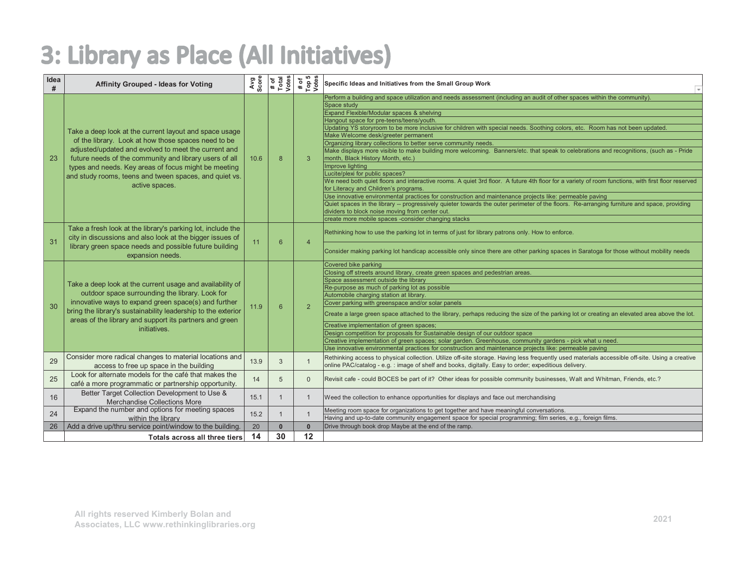# 3: Library as Place (All Initiatives)

| Idea # | Affinity Grouped - Ideas for Voting | Avg Score | # of Total Votes | # of Top 5 Votes | Specific Ideas and Initiatives from the Small Group Work |
|---|---|---|---|---|---|
| 23 | Take a deep look at the current layout and space usage of the library. Look at how those spaces need to be adjusted/updated and evolved to meet the current and future needs of the community and library users of all types and needs. Key areas of focus might be meeting and study rooms, teens and tween spaces, and quiet vs. active spaces. | 10.6 | 8 | 3 | Perform a building and space utilization and needs assessment (including an audit of other spaces within the community). |
| | | | | | Space study |
| | | | | | Expand Flexible/Modular spaces & shelving |
| | | | | | Hangout space for pre-teens/teens/youth. |
| | | | | | Updating YS storyroom to be more inclusive for children with special needs. Soothing colors, etc. Room has not been updated. |
| | | | | | Make Welcome desk/greeter permanent |
| | | | | | Organizing library collections to better serve community needs. |
| | | | | | Make displays more visible to make building more welcoming. Banners/etc. that speak to celebrations and recognitions, (such as - Pride month, Black History Month, etc.) |
| | | | | | Improve lighting |
| | | | | | Lucite/plexi for public spaces? |
| | | | | | We need both quiet floors and interactive rooms. A quiet 3rd floor. A future 4th floor for a variety of room functions, with first floor reserved for Literacy and Children's programs. |
| | | | | | Use innovative environmental practices for construction and maintenance projects like: permeable paving |
| | | | | | Quiet spaces in the library -- progressively quieter towards the outer perimeter of the floors. Re-arranging furniture and space, providing dividers to block noise moving from center out. |
| | | | | | create more mobile spaces -consider changing stacks |
| 31 | Take a fresh look at the library's parking lot, include the city in discussions and also look at the bigger issues of library green space needs and possible future building expansion needs. | 11 | 6 | 4 | Rethinking how to use the parking lot in terms of just for library patrons only. How to enforce. |
| | | | | | Consider making parking lot handicap accessible only since there are other parking spaces in Saratoga for those without mobility needs |
| 30 | Take a deep look at the current usage and availability of outdoor space surrounding the library. Look for innovative ways to expand green space(s) and further bring the library's sustainability leadership to the exterior areas of the library and support its partners and green initiatives. | 11.9 | 6 | 2 | Covered bike parking |
| | | | | | Closing off streets around library, create green spaces and pedestrian areas. |
| | | | | | Space assessment outside the library |
| | | | | | Re-purpose as much of parking lot as possible |
| | | | | | Automobile charging station at library. |
| | | | | | Cover parking with greenspace and/or solar panels |
| | | | | | Create a large green space attached to the library, perhaps reducing the size of the parking lot or creating an elevated area above the lot. |
| | | | | | Creative implementation of green spaces; |
| | | | | | Design competition for proposals for Sustainable design of our outdoor space |
| | | | | | Creative implementation of green spaces; solar garden. Greenhouse, community gardens - pick what u need. |
| | | | | | Use innovative environmental practices for construction and maintenance projects like: permeable paving |
| 29 | Consider more radical changes to material locations and access to free up space in the building | 13.9 | 3 | 1 | Rethinking access to physical collection. Utilize off-site storage. Having less frequently used materials accessible off-site. Using a creative online PAC/catalog - e.g. : image of shelf and books, digitally. Easy to order; expeditious delivery. |
| 25 | Look for alternate models for the café that makes the café a more programmatic or partnership opportunity. | 14 | 5 | 0 | Revisit cafe - could BOCES be part of it? Other ideas for possible community businesses, Walt and Whitman, Friends, etc.? |
| 16 | Better Target Collection Development to Use & Merchandise Collections More | 15.1 | 1 | 1 | Weed the collection to enhance opportunities for displays and face out merchandising |
| 24 | Expand the number and options for meeting spaces within the library | 15.2 | 1 | 1 | Meeting room space for organizations to get together and have meaningful conversations. |
| | | | | | Having and up-to-date community engagement space for special programming; film series, e.g., foreign films. |
| 26 | Add a drive up/thru service point/window to the building. | 20 | **0** | **0** | Drive through book drop Maybe at the end of the ramp. |
| | **Totals across all three tiers** | **14** | **30** | **12** | |

All rights reserved Kimberly Bolan and Associates, LLC www.rethinkinglibraries.org

2021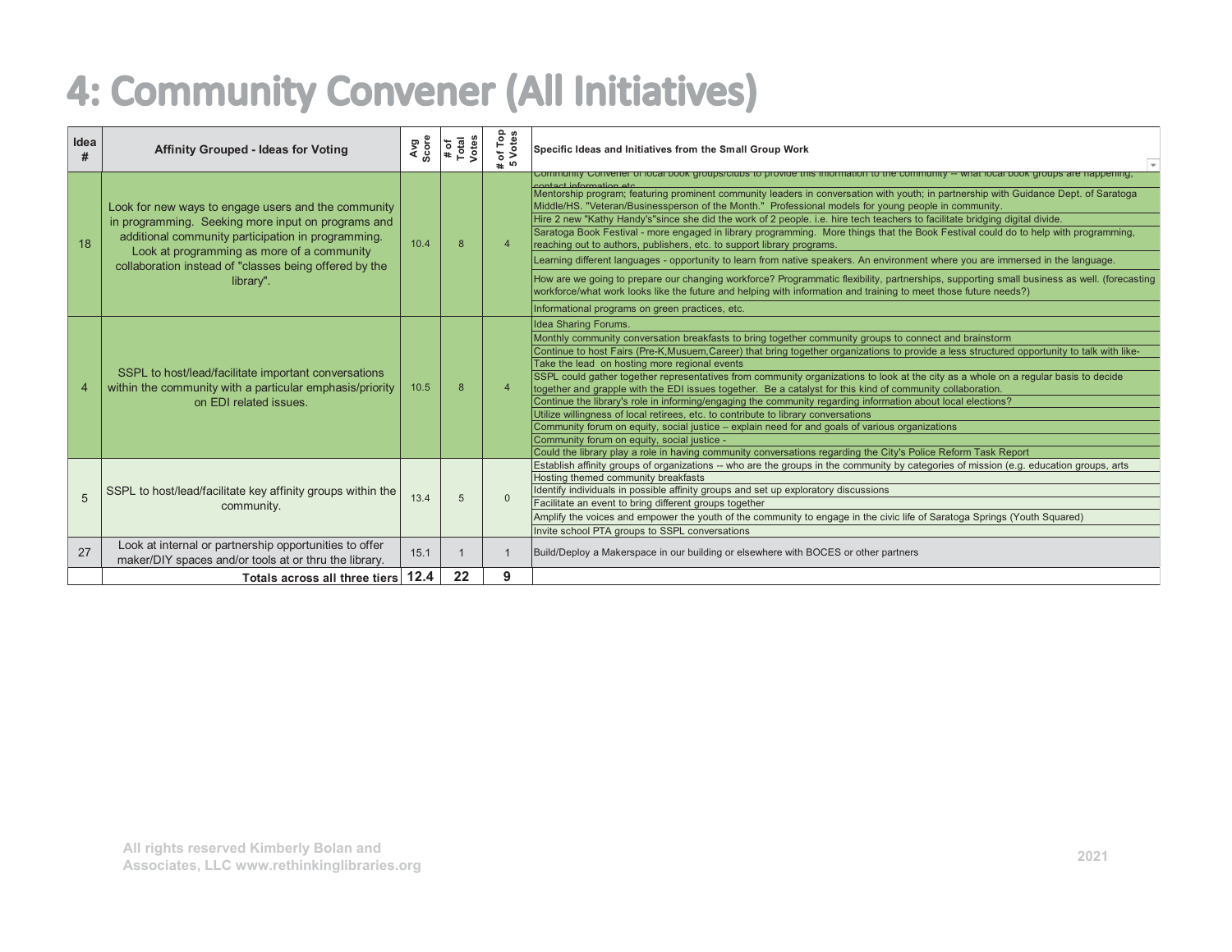# 4: Community Convener (All Initiatives)

| Idea # | Affinity Grouped - Ideas for Voting | Avg Score | # of Total Votes | # of Top 5 Votes | Specific Ideas and Initiatives from the Small Group Work |
|---|---|---|---|---|---|
| 18 | Look for new ways to engage users and the community in programming. Seeking more input on programs and additional community participation in programming. Look at programming as more of a community collaboration instead of "classes being offered by the library". | 10.4 | 8 | 4 | Community Convener of local book groups/clubs to provide this information to the community -- what local book groups are happening, contact information etc.<br>Mentorship program; featuring prominent community leaders in conversation with youth; in partnership with Guidance Dept. of Saratoga Middle/HS. "Veteran/Businessperson of the Month." Professional models for young people in community.<br>Hire 2 new "Kathy Handy's"since she did the work of 2 people. i.e. hire tech teachers to facilitate bridging digital divide.<br>Saratoga Book Festival - more engaged in library programming. More things that the Book Festival could do to help with programming, reaching out to authors, publishers, etc. to support library programs.<br>Learning different languages - opportunity to learn from native speakers. An environment where you are immersed in the language.<br>How are we going to prepare our changing workforce? Programmatic flexibility, partnerships, supporting small business as well. (forecasting workforce/what work looks like the future and helping with information and training to meet those future needs?)<br>Informational programs on green practices, etc. |
| 4 | SSPL to host/lead/facilitate important conversations within the community with a particular emphasis/priority on EDI related issues. | 10.5 | 8 | 4 | Idea Sharing Forums.<br>Monthly community conversation breakfasts to bring together community groups to connect and brainstorm<br>Continue to host Fairs (Pre-K,Musuem,Career) that bring together organizations to provide a less structured opportunity to talk with like-<br>Take the lead on hosting more regional events<br>SSPL could gather together representatives from community organizations to look at the city as a whole on a regular basis to decide together and grapple with the EDI issues together. Be a catalyst for this kind of community collaboration.<br>Continue the library's role in informing/engaging the community regarding information about local elections?<br>Utilize willingness of local retirees, etc. to contribute to library conversations<br>Community forum on equity, social justice – explain need for and goals of various organizations<br>Community forum on equity, social justice -<br>Could the library play a role in having community conversations regarding the City's Police Reform Task Report |
| 5 | SSPL to host/lead/facilitate key affinity groups within the community. | 13.4 | 5 | 0 | Establish affinity groups of organizations -- who are the groups in the community by categories of mission (e.g. education groups, arts<br>Hosting themed community breakfasts<br>Identify individuals in possible affinity groups and set up exploratory discussions<br>Facilitate an event to bring different groups together<br>Amplify the voices and empower the youth of the community to engage in the civic life of Saratoga Springs (Youth Squared)<br>Invite school PTA groups to SSPL conversations |
| 27 | Look at internal or partnership opportunities to offer maker/DIY spaces and/or tools at or thru the library. | 15.1 | 1 | 1 | Build/Deploy a Makerspace in our building or elsewhere with BOCES or other partners |
| | **Totals across all three tiers** | **12.4** | **22** | **9** | |

All rights reserved Kimberly Bolan and Associates, LLC www.rethinkinglibraries.org

2021